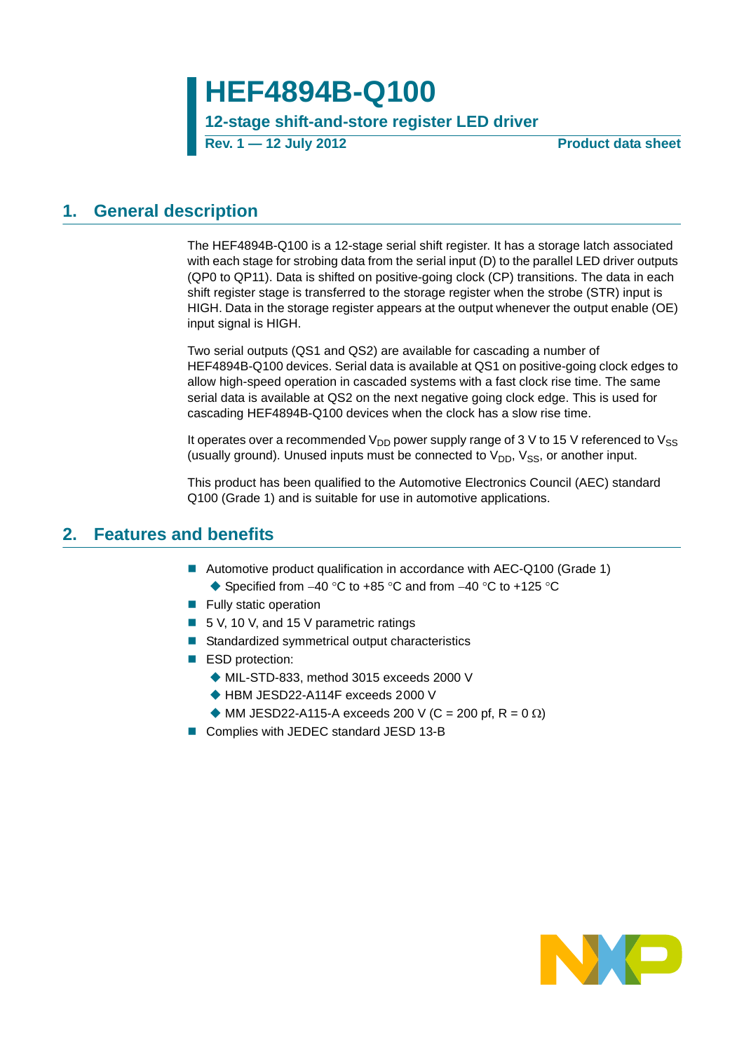# HEF4894B-Q100

## 12-stage shift-and-store register LED driver

**Rev. 1 — 12 July 2012** **Product data sheet**

## 1. General description

The HEF4894B-Q100 is a 12-stage serial shift register. It has a storage latch associated with each stage for strobing data from the serial input (D) to the parallel LED driver outputs (QP0 to QP11). Data is shifted on positive-going clock (CP) transitions. The data in each shift register stage is transferred to the storage register when the strobe (STR) input is HIGH. Data in the storage register appears at the output whenever the output enable (OE) input signal is HIGH.

Two serial outputs (QS1 and QS2) are available for cascading a number of HEF4894B-Q100 devices. Serial data is available at QS1 on positive-going clock edges to allow high-speed operation in cascaded systems with a fast clock rise time. The same serial data is available at QS2 on the next negative going clock edge. This is used for cascading HEF4894B-Q100 devices when the clock has a slow rise time.

It operates over a recommended $V_{DD}$ power supply range of 3 V to 15 V referenced to $V_{SS}$ (usually ground). Unused inputs must be connected to $V_{DD}$, $V_{SS}$, or another input.

This product has been qualified to the Automotive Electronics Council (AEC) standard Q100 (Grade 1) and is suitable for use in automotive applications.

## 2. Features and benefits

- Automotive product qualification in accordance with AEC-Q100 (Grade 1)
  - Specified from −40 °C to +85 °C and from −40 °C to +125 °C
- Fully static operation
- 5 V, 10 V, and 15 V parametric ratings
- Standardized symmetrical output characteristics
- ESD protection:
  - MIL-STD-833, method 3015 exceeds 2000 V
  - HBM JESD22-A114F exceeds 2000 V
  - MM JESD22-A115-A exceeds 200 V (C = 200 pf, R = 0 Ω)
- Complies with JEDEC standard JESD 13-B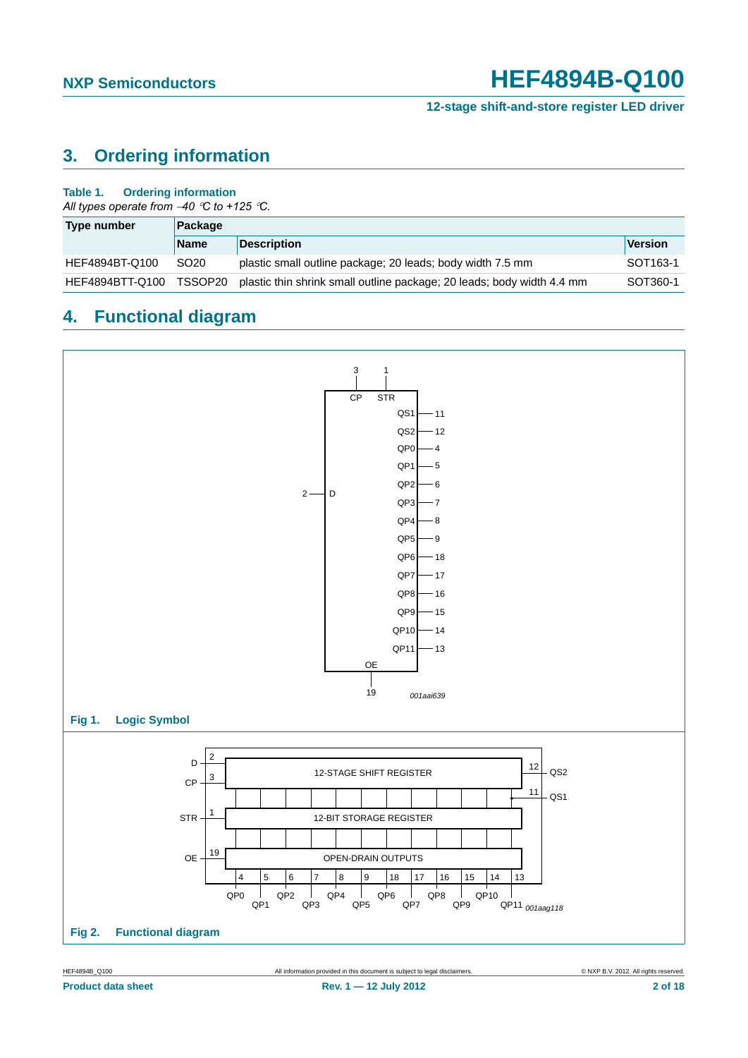## 3. Ordering information

**Table 1. Ordering information**

*All types operate from −40 °C to +125 °C.*

| Type number | Package | | |
|---|---|---|---|
| | Name | Description | Version |
| HEF4894BT-Q100 | SO20 | plastic small outline package; 20 leads; body width 7.5 mm | SOT163-1 |
| HEF4894BTT-Q100 | TSSOP20 | plastic thin shrink small outline package; 20 leads; body width 4.4 mm | SOT360-1 |

## 4. Functional diagram

**Fig 1. Logic Symbol**

**Fig 2. Functional diagram**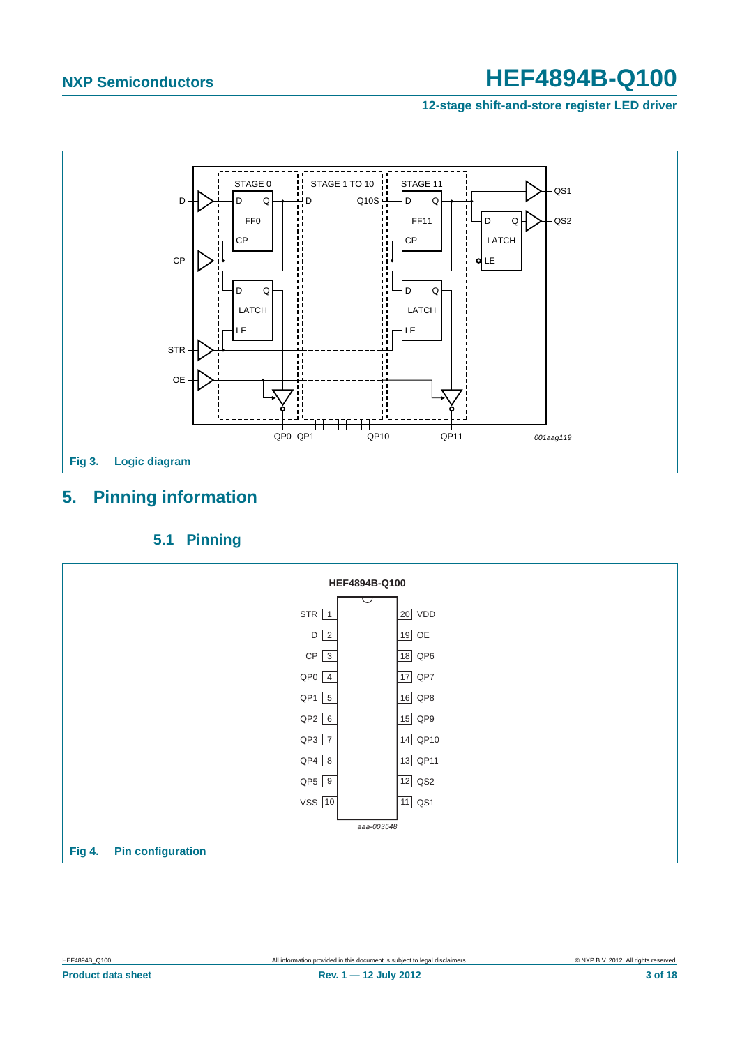Fig 3. Logic diagram

## 5. Pinning information

### 5.1 Pinning

Fig 4. Pin configuration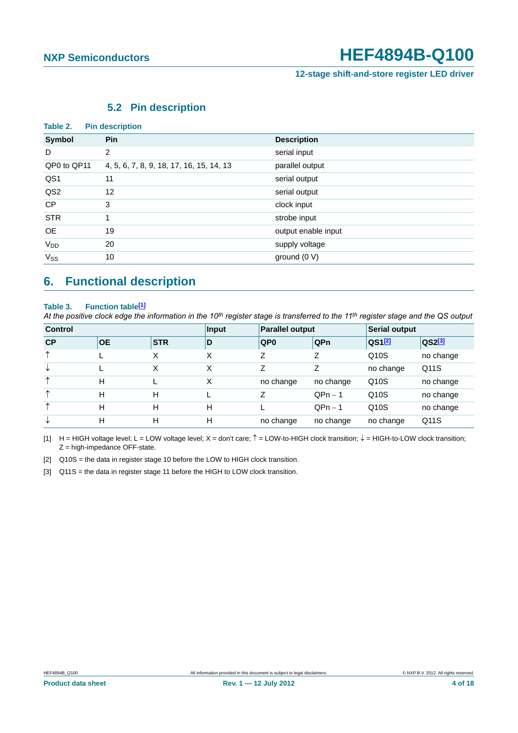### 5.2 Pin description

**Table 2. Pin description**

| Symbol | Pin | Description |
|---|---|---|
| D | 2 | serial input |
| QP0 to QP11 | 4, 5, 6, 7, 8, 9, 18, 17, 16, 15, 14, 13 | parallel output |
| QS1 | 11 | serial output |
| QS2 | 12 | serial output |
| CP | 3 | clock input |
| STR | 1 | strobe input |
| OE | 19 | output enable input |
| $V_{DD}$ | 20 | supply voltage |
| $V_{SS}$ | 10 | ground (0 V) |

## 6. Functional description

**Table 3. Function table[1]**

*At the positive clock edge the information in the 10th register stage is transferred to the 11th register stage and the QS output*

| Control | | | Input | Parallel output | | Serial output | |
|---|---|---|---|---|---|---|---|
| **CP** | **OE** | **STR** | **D** | **QP0** | **QPn** | **QS1[2]** | **QS2[3]** |
| ↑ | L | X | X | Z | Z | Q10S | no change |
| ↓ | L | X | X | Z | Z | no change | Q11S |
| ↑ | H | L | X | no change | no change | Q10S | no change |
| ↑ | H | H | L | Z | QPn − 1 | Q10S | no change |
| ↑ | H | H | H | L | QPn − 1 | Q10S | no change |
| ↓ | H | H | H | no change | no change | no change | Q11S |

[1] H = HIGH voltage level; L = LOW voltage level; X = don't care; ↑ = LOW-to-HIGH clock transition; ↓ = HIGH-to-LOW clock transition; Z = high-impedance OFF-state.

[2] Q10S = the data in register stage 10 before the LOW to HIGH clock transition.

[3] Q11S = the data in register stage 11 before the HIGH to LOW clock transition.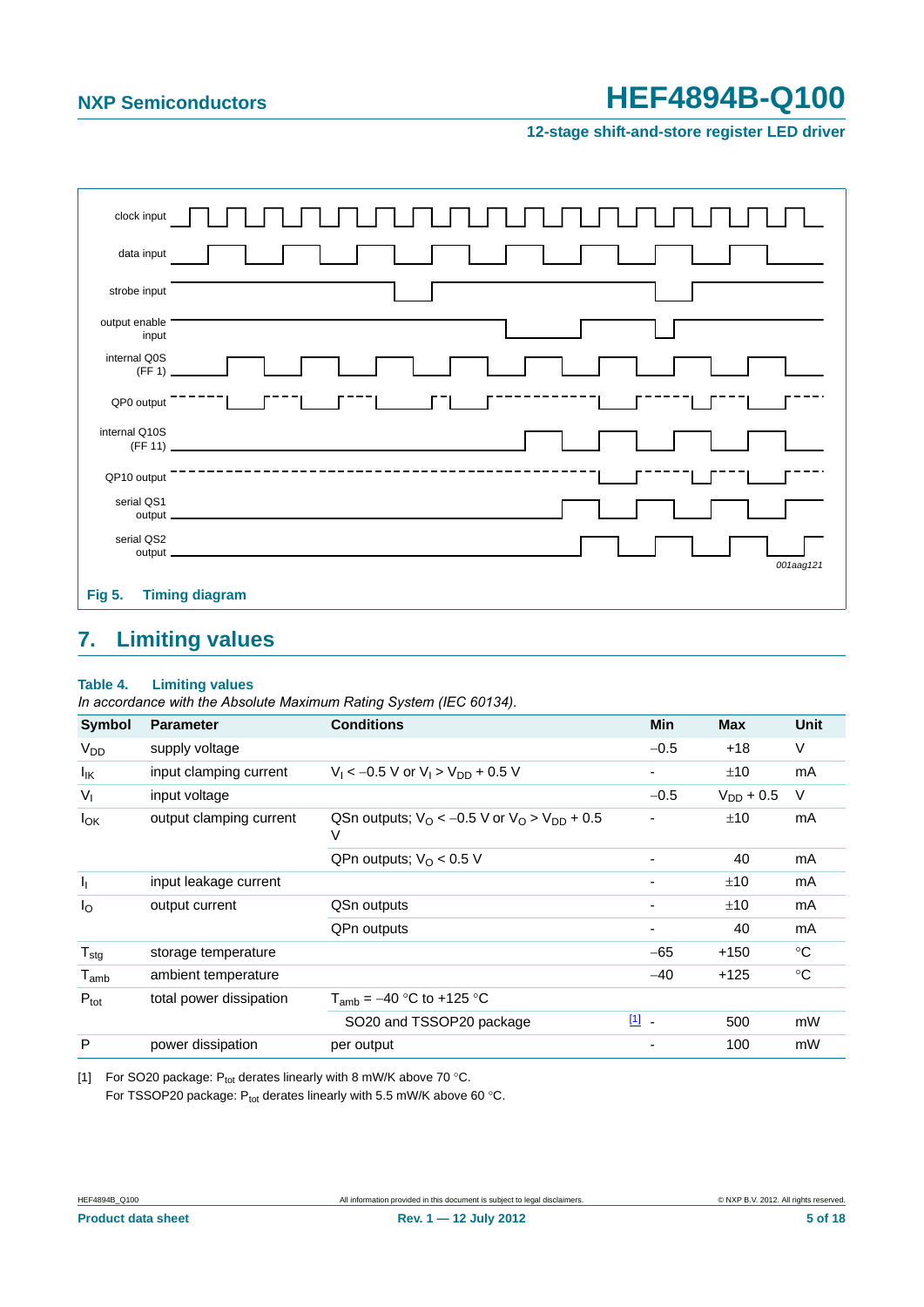clock input

data input

strobe input

output enable input

internal Q0S (FF 1)

QP0 output

internal Q10S (FF 11)

QP10 output

serial QS1 output

serial QS2 output

001aag121

**Fig 5. Timing diagram**

## 7. Limiting values

**Table 4. Limiting values**

*In accordance with the Absolute Maximum Rating System (IEC 60134).*

| Symbol | Parameter | Conditions | Min | Max | Unit |
|---|---|---|---|---|---|
| $V_{DD}$ | supply voltage | | −0.5 | +18 | V |
| $I_{IK}$ | input clamping current | $V_I < -0.5$ V or $V_I > V_{DD} + 0.5$ V | - | ±10 | mA |
| $V_I$ | input voltage | | −0.5 | $V_{DD}$ + 0.5 | V |
| $I_{OK}$ | output clamping current | QSn outputs; $V_O < -0.5$ V or $V_O > V_{DD} + 0.5$ V | - | ±10 | mA |
| | | QPn outputs; $V_O < 0.5$ V | - | 40 | mA |
| $I_I$ | input leakage current | | - | ±10 | mA |
| $I_O$ | output current | QSn outputs | - | ±10 | mA |
| | | QPn outputs | - | 40 | mA |
| $T_{stg}$ | storage temperature | | −65 | +150 | °C |
| $T_{amb}$ | ambient temperature | | −40 | +125 | °C |
| $P_{tot}$ | total power dissipation | $T_{amb}$ = −40 °C to +125 °C | | | |
| | | SO20 and TSSOP20 package [1] | - | 500 | mW |
| P | power dissipation | per output | - | 100 | mW |

[1] For SO20 package: $P_{tot}$ derates linearly with 8 mW/K above 70 °C.
For TSSOP20 package: $P_{tot}$ derates linearly with 5.5 mW/K above 60 °C.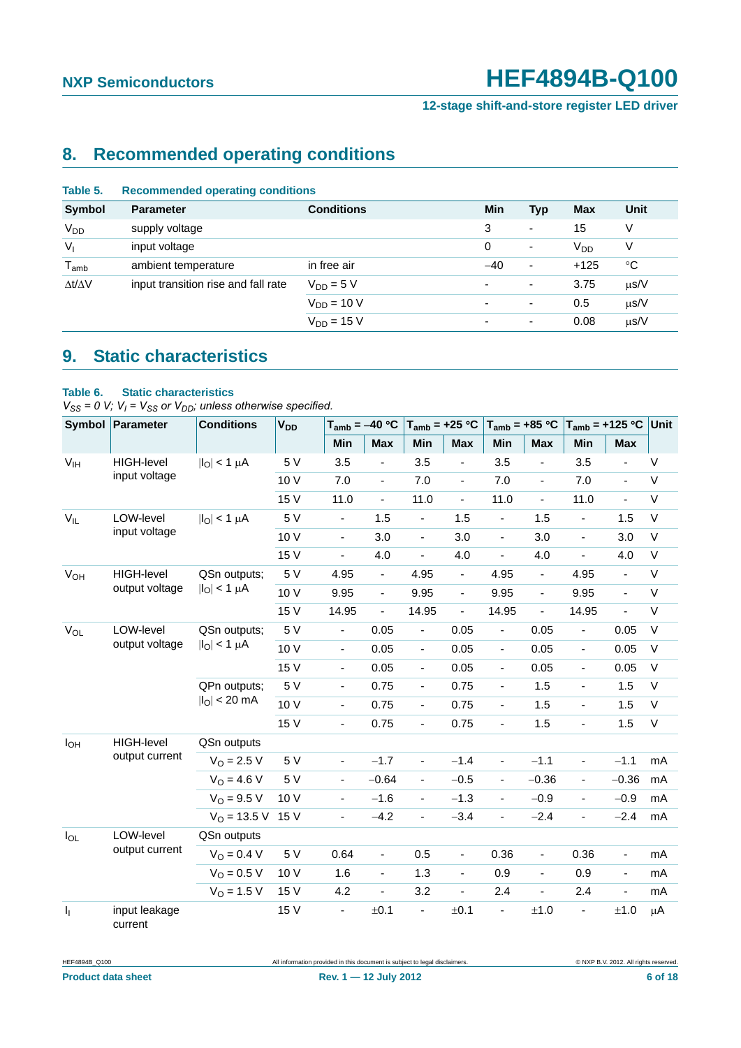## 8. Recommended operating conditions

**Table 5. Recommended operating conditions**

| Symbol | Parameter | Conditions | Min | Typ | Max | Unit |
|---|---|---|---|---|---|---|
| $V_{DD}$ | supply voltage | | 3 | - | 15 | V |
| $V_I$ | input voltage | | 0 | - | $V_{DD}$ | V |
| $T_{amb}$ | ambient temperature | in free air | −40 | - | +125 | °C |
| $\Delta t/\Delta V$ | input transition rise and fall rate | $V_{DD}$ = 5 V | - | - | 3.75 | μs/V |
| | | $V_{DD}$ = 10 V | - | - | 0.5 | μs/V |
| | | $V_{DD}$ = 15 V | - | - | 0.08 | μs/V |

## 9. Static characteristics

**Table 6. Static characteristics**

*$V_{SS}$ = 0 V; $V_I$ = $V_{SS}$ or $V_{DD}$; unless otherwise specified.*

| Symbol | Parameter | Conditions | $V_{DD}$ | $T_{amb}$ = −40 °C | | $T_{amb}$ = +25 °C | | $T_{amb}$ = +85 °C | | $T_{amb}$ = +125 °C | | Unit |
|---|---|---|---|---|---|---|---|---|---|---|---|---|
| | | | | Min | Max | Min | Max | Min | Max | Min | Max | |
| $V_{IH}$ | HIGH-level input voltage | $\lvert I_O \rvert$ < 1 μA | 5 V | 3.5 | - | 3.5 | - | 3.5 | - | 3.5 | - | V |
| | | | 10 V | 7.0 | - | 7.0 | - | 7.0 | - | 7.0 | - | V |
| | | | 15 V | 11.0 | - | 11.0 | - | 11.0 | - | 11.0 | - | V |
| $V_{IL}$ | LOW-level input voltage | $\lvert I_O \rvert$ < 1 μA | 5 V | - | 1.5 | - | 1.5 | - | 1.5 | - | 1.5 | V |
| | | | 10 V | - | 3.0 | - | 3.0 | - | 3.0 | - | 3.0 | V |
| | | | 15 V | - | 4.0 | - | 4.0 | - | 4.0 | - | 4.0 | V |
| $V_{OH}$ | HIGH-level output voltage | QSn outputs; $\lvert I_O \rvert$ < 1 μA | 5 V | 4.95 | - | 4.95 | - | 4.95 | - | 4.95 | - | V |
| | | | 10 V | 9.95 | - | 9.95 | - | 9.95 | - | 9.95 | - | V |
| | | | 15 V | 14.95 | - | 14.95 | - | 14.95 | - | 14.95 | - | V |
| $V_{OL}$ | LOW-level output voltage | QSn outputs; $\lvert I_O \rvert$ < 1 μA | 5 V | - | 0.05 | - | 0.05 | - | 0.05 | - | 0.05 | V |
| | | | 10 V | - | 0.05 | - | 0.05 | - | 0.05 | - | 0.05 | V |
| | | | 15 V | - | 0.05 | - | 0.05 | - | 0.05 | - | 0.05 | V |
| | | QPn outputs; $\lvert I_O \rvert$ < 20 mA | 5 V | - | 0.75 | - | 0.75 | - | 1.5 | - | 1.5 | V |
| | | | 10 V | - | 0.75 | - | 0.75 | - | 1.5 | - | 1.5 | V |
| | | | 15 V | - | 0.75 | - | 0.75 | - | 1.5 | - | 1.5 | V |
| $I_{OH}$ | HIGH-level output current | QSn outputs | | | | | | | | | | |
| | | $V_O$ = 2.5 V | 5 V | - | −1.7 | - | −1.4 | - | −1.1 | - | −1.1 | mA |
| | | $V_O$ = 4.6 V | 5 V | - | −0.64 | - | −0.5 | - | −0.36 | - | −0.36 | mA |
| | | $V_O$ = 9.5 V | 10 V | - | −1.6 | - | −1.3 | - | −0.9 | - | −0.9 | mA |
| | | $V_O$ = 13.5 V | 15 V | - | −4.2 | - | −3.4 | - | −2.4 | - | −2.4 | mA |
| $I_{OL}$ | LOW-level output current | QSn outputs | | | | | | | | | | |
| | | $V_O$ = 0.4 V | 5 V | 0.64 | - | 0.5 | - | 0.36 | - | 0.36 | - | mA |
| | | $V_O$ = 0.5 V | 10 V | 1.6 | - | 1.3 | - | 0.9 | - | 0.9 | - | mA |
| | | $V_O$ = 1.5 V | 15 V | 4.2 | - | 3.2 | - | 2.4 | - | 2.4 | - | mA |
| $I_I$ | input leakage current | | 15 V | - | ±0.1 | - | ±0.1 | - | ±1.0 | - | ±1.0 | μA |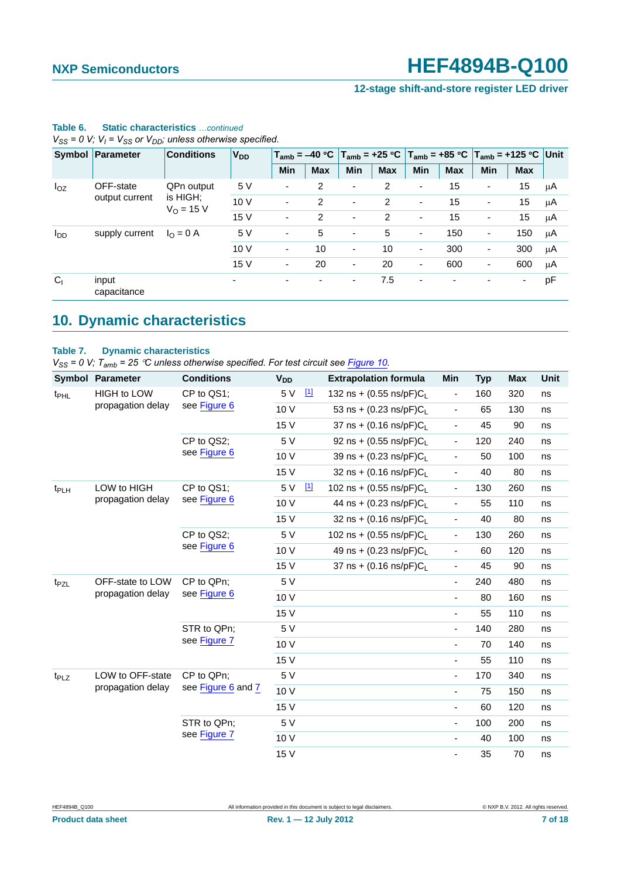**Table 6. Static characteristics** *…continued*

*$V_{SS}$ = 0 V; $V_I$ = $V_{SS}$ or $V_{DD}$; unless otherwise specified.*

| Symbol | Parameter | Conditions | $V_{DD}$ | $T_{amb}$ = −40 °C | | $T_{amb}$ = +25 °C | | $T_{amb}$ = +85 °C | | $T_{amb}$ = +125 °C | | Unit |
|---|---|---|---|---|---|---|---|---|---|---|---|---|
| | | | | Min | Max | Min | Max | Min | Max | Min | Max | |
| $I_{OZ}$ | OFF-state output current | QPn output is HIGH; $V_O$ = 15 V | 5 V | - | 2 | - | 2 | - | 15 | - | 15 | μA |
| | | | 10 V | - | 2 | - | 2 | - | 15 | - | 15 | μA |
| | | | 15 V | - | 2 | - | 2 | - | 15 | - | 15 | μA |
| $I_{DD}$ | supply current | $I_O$ = 0 A | 5 V | - | 5 | - | 5 | - | 150 | - | 150 | μA |
| | | | 10 V | - | 10 | - | 10 | - | 300 | - | 300 | μA |
| | | | 15 V | - | 20 | - | 20 | - | 600 | - | 600 | μA |
| $C_I$ | input capacitance | | - | - | - | - | 7.5 | - | - | - | - | pF |

## 10. Dynamic characteristics

**Table 7. Dynamic characteristics**

*$V_{SS}$ = 0 V; $T_{amb}$ = 25 °C unless otherwise specified. For test circuit see Figure 10.*

| Symbol | Parameter | Conditions | $V_{DD}$ | | Extrapolation formula | Min | Typ | Max | Unit |
|---|---|---|---|---|---|---|---|---|---|
| $t_{PHL}$ | HIGH to LOW propagation delay | CP to QS1; see Figure 6 | 5 V | [1] | 132 ns + (0.55 ns/pF)$C_L$ | - | 160 | 320 | ns |
| | | | 10 V | | 53 ns + (0.23 ns/pF)$C_L$ | - | 65 | 130 | ns |
| | | | 15 V | | 37 ns + (0.16 ns/pF)$C_L$ | - | 45 | 90 | ns |
| | | CP to QS2; see Figure 6 | 5 V | | 92 ns + (0.55 ns/pF)$C_L$ | - | 120 | 240 | ns |
| | | | 10 V | | 39 ns + (0.23 ns/pF)$C_L$ | - | 50 | 100 | ns |
| | | | 15 V | | 32 ns + (0.16 ns/pF)$C_L$ | - | 40 | 80 | ns |
| $t_{PLH}$ | LOW to HIGH propagation delay | CP to QS1; see Figure 6 | 5 V | [1] | 102 ns + (0.55 ns/pF)$C_L$ | - | 130 | 260 | ns |
| | | | 10 V | | 44 ns + (0.23 ns/pF)$C_L$ | - | 55 | 110 | ns |
| | | | 15 V | | 32 ns + (0.16 ns/pF)$C_L$ | - | 40 | 80 | ns |
| | | CP to QS2; see Figure 6 | 5 V | | 102 ns + (0.55 ns/pF)$C_L$ | - | 130 | 260 | ns |
| | | | 10 V | | 49 ns + (0.23 ns/pF)$C_L$ | - | 60 | 120 | ns |
| | | | 15 V | | 37 ns + (0.16 ns/pF)$C_L$ | - | 45 | 90 | ns |
| $t_{PZL}$ | OFF-state to LOW propagation delay | CP to QPn; see Figure 6 | 5 V | | | - | 240 | 480 | ns |
| | | | 10 V | | | - | 80 | 160 | ns |
| | | | 15 V | | | - | 55 | 110 | ns |
| | | STR to QPn; see Figure 7 | 5 V | | | - | 140 | 280 | ns |
| | | | 10 V | | | - | 70 | 140 | ns |
| | | | 15 V | | | - | 55 | 110 | ns |
| $t_{PLZ}$ | LOW to OFF-state propagation delay | CP to QPn; see Figure 6 and 7 | 5 V | | | - | 170 | 340 | ns |
| | | | 10 V | | | - | 75 | 150 | ns |
| | | | 15 V | | | - | 60 | 120 | ns |
| | | STR to QPn; see Figure 7 | 5 V | | | - | 100 | 200 | ns |
| | | | 10 V | | | - | 40 | 100 | ns |
| | | | 15 V | | | - | 35 | 70 | ns |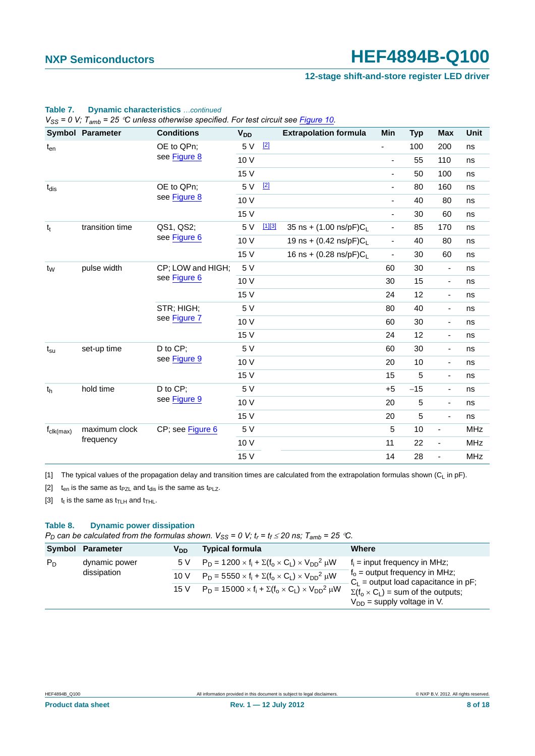**Table 7. Dynamic characteristics** *...continued*

*$V_{SS}$ = 0 V; $T_{amb}$ = 25 °C unless otherwise specified. For test circuit see Figure 10.*

| Symbol | Parameter | Conditions | $V_{DD}$ | | Extrapolation formula | Min | Typ | Max | Unit |
|---|---|---|---|---|---|---|---|---|---|
| $t_{en}$ | | OE to QPn; see Figure 8 | 5 V | [2] | | - | 100 | 200 | ns |
| | | | 10 V | | | - | 55 | 110 | ns |
| | | | 15 V | | | - | 50 | 100 | ns |
| $t_{dis}$ | | OE to QPn; see Figure 8 | 5 V | [2] | | - | 80 | 160 | ns |
| | | | 10 V | | | - | 40 | 80 | ns |
| | | | 15 V | | | - | 30 | 60 | ns |
| $t_t$ | transition time | QS1, QS2; see Figure 6 | 5 V | [1][3] | 35 ns + (1.00 ns/pF)$C_L$ | - | 85 | 170 | ns |
| | | | 10 V | | 19 ns + (0.42 ns/pF)$C_L$ | - | 40 | 80 | ns |
| | | | 15 V | | 16 ns + (0.28 ns/pF)$C_L$ | - | 30 | 60 | ns |
| $t_W$ | pulse width | CP; LOW and HIGH; see Figure 6 | 5 V | | | 60 | 30 | - | ns |
| | | | 10 V | | | 30 | 15 | - | ns |
| | | | 15 V | | | 24 | 12 | - | ns |
| | | STR; HIGH; see Figure 7 | 5 V | | | 80 | 40 | - | ns |
| | | | 10 V | | | 60 | 30 | - | ns |
| | | | 15 V | | | 24 | 12 | - | ns |
| $t_{su}$ | set-up time | D to CP; see Figure 9 | 5 V | | | 60 | 30 | - | ns |
| | | | 10 V | | | 20 | 10 | - | ns |
| | | | 15 V | | | 15 | 5 | - | ns |
| $t_h$ | hold time | D to CP; see Figure 9 | 5 V | | | +5 | −15 | - | ns |
| | | | 10 V | | | 20 | 5 | - | ns |
| | | | 15 V | | | 20 | 5 | - | ns |
| $f_{clk(max)}$ | maximum clock frequency | CP; see Figure 6 | 5 V | | | 5 | 10 | - | MHz |
| | | | 10 V | | | 11 | 22 | - | MHz |
| | | | 15 V | | | 14 | 28 | - | MHz |

[1] The typical values of the propagation delay and transition times are calculated from the extrapolation formulas shown ($C_L$ in pF).

[2] $t_{en}$ is the same as $t_{PZL}$ and $t_{dis}$ is the same as $t_{PLZ}$.

[3] $t_t$ is the same as $t_{TLH}$ and $t_{THL}$.

**Table 8. Dynamic power dissipation**

*$P_D$ can be calculated from the formulas shown. $V_{SS}$ = 0 V; $t_r = t_f \leq 20$ ns; $T_{amb}$ = 25 °C.*

| Symbol | Parameter | $V_{DD}$ | Typical formula | Where |
|---|---|---|---|---|
| $P_D$ | dynamic power dissipation | 5 V | $P_D = 1200 \times f_i + \Sigma(f_o \times C_L) \times V_{DD}^2$ µW | $f_i$ = input frequency in MHz; |
| | | 10 V | $P_D = 5550 \times f_i + \Sigma(f_o \times C_L) \times V_{DD}^2$ µW | $f_o$ = output frequency in MHz; $C_L$ = output load capacitance in pF; |
| | | 15 V | $P_D = 15000 \times f_i + \Sigma(f_o \times C_L) \times V_{DD}^2$ µW | $\Sigma(f_o \times C_L)$ = sum of the outputs; $V_{DD}$ = supply voltage in V. |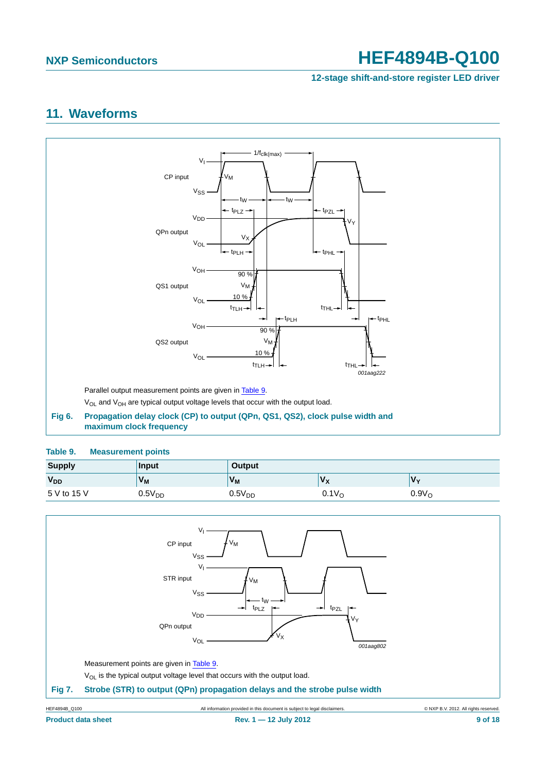## 11. Waveforms

Parallel output measurement points are given in Table 9.

$V_{OL}$ and $V_{OH}$ are typical output voltage levels that occur with the output load.

**Fig 6. Propagation delay clock (CP) to output (QPn, QS1, QS2), clock pulse width and maximum clock frequency**

**Table 9. Measurement points**

| Supply | Input | Output | | |
|---|---|---|---|---|
| $V_{DD}$ | $V_M$ | $V_M$ | $V_X$ | $V_Y$ |
| 5 V to 15 V | $0.5V_{DD}$ | $0.5V_{DD}$ | $0.1V_O$ | $0.9V_O$ |

Measurement points are given in Table 9.

$V_{OL}$ is the typical output voltage level that occurs with the output load.

**Fig 7. Strobe (STR) to output (QPn) propagation delays and the strobe pulse width**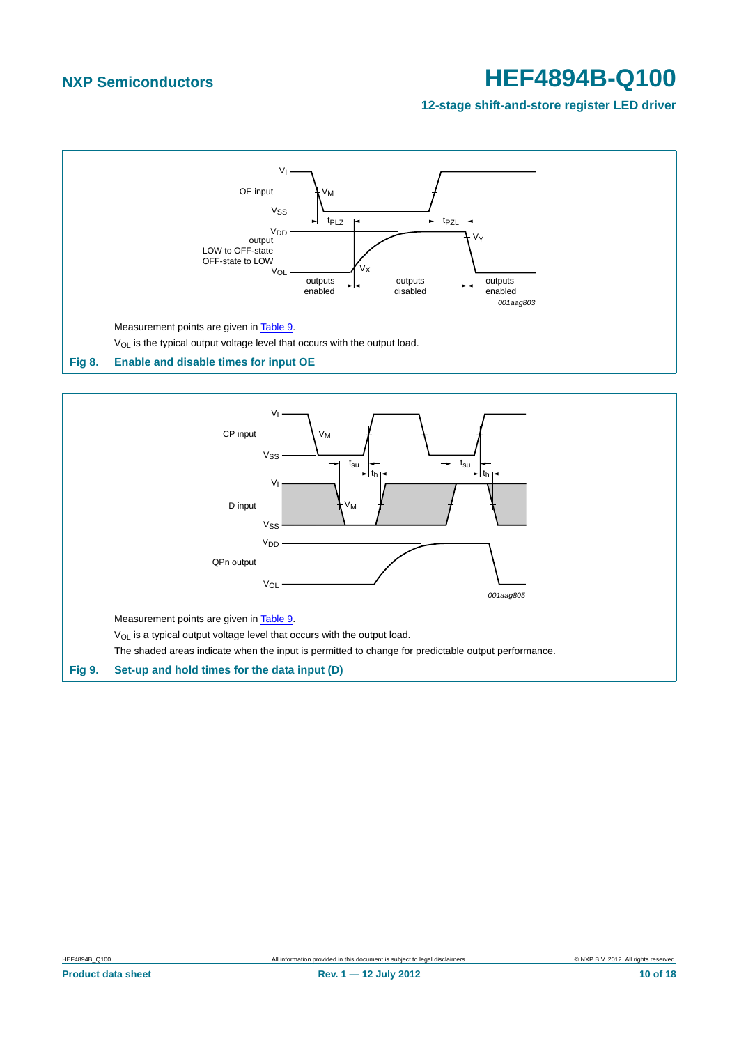Measurement points are given in Table 9.

$V_{OL}$ is the typical output voltage level that occurs with the output load.

**Fig 8. Enable and disable times for input OE**

Measurement points are given in Table 9.

$V_{OL}$ is a typical output voltage level that occurs with the output load.

The shaded areas indicate when the input is permitted to change for predictable output performance.

**Fig 9. Set-up and hold times for the data input (D)**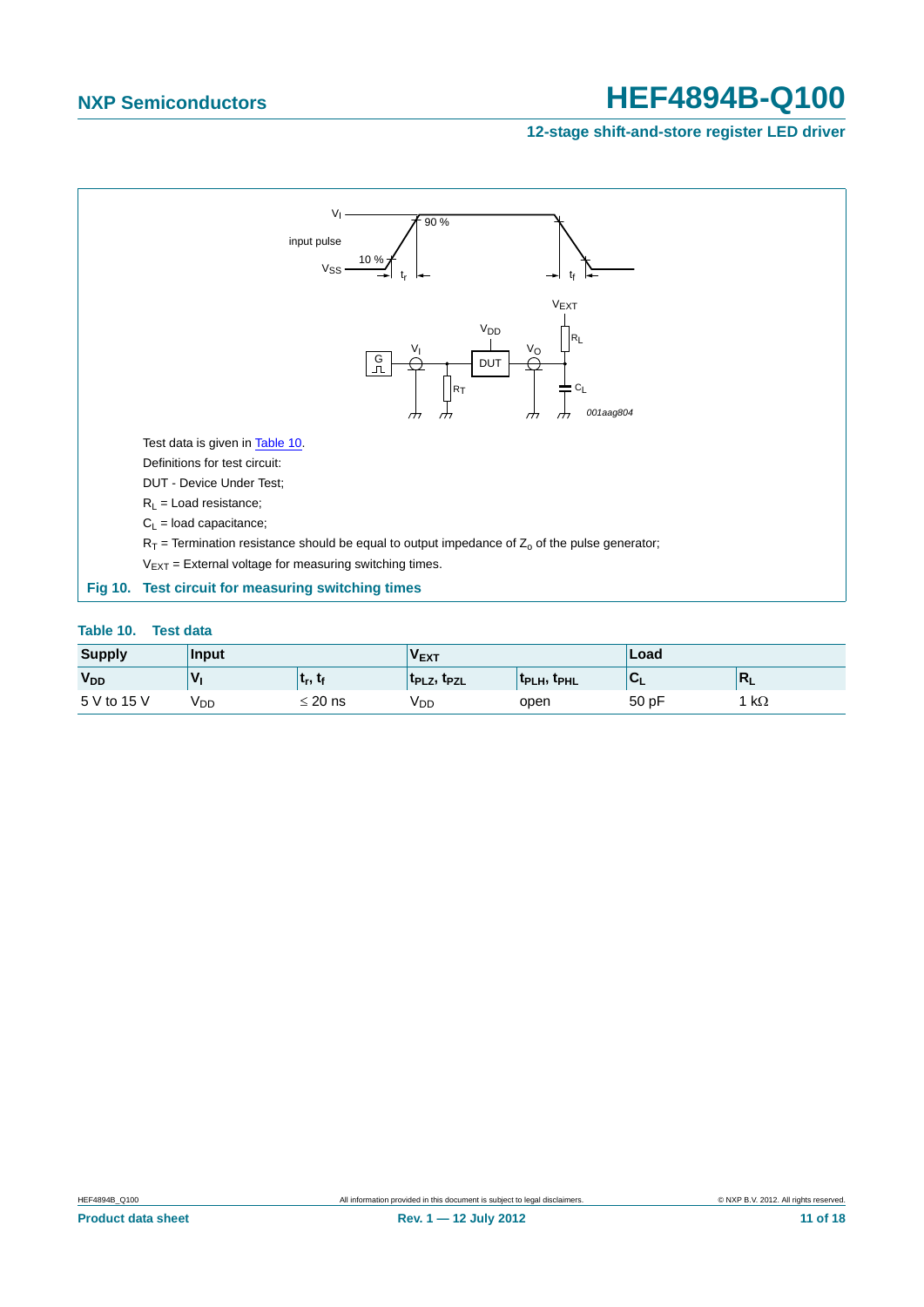Test data is given in Table 10.

Definitions for test circuit:

DUT - Device Under Test;

$R_L$ = Load resistance;

$C_L$ = load capacitance;

$R_T$ = Termination resistance should be equal to output impedance of $Z_o$ of the pulse generator;

$V_{EXT}$ = External voltage for measuring switching times.

**Fig 10. Test circuit for measuring switching times**

**Table 10. Test data**

| Supply | Input | | $V_{EXT}$ | | Load | |
|---|---|---|---|---|---|---|
| $V_{DD}$ | $V_I$ | $t_r$, $t_f$ | $t_{PLZ}$, $t_{PZL}$ | $t_{PLH}$, $t_{PHL}$ | $C_L$ | $R_L$ |
| 5 V to 15 V | $V_{DD}$ | ≤ 20 ns | $V_{DD}$ | open | 50 pF | 1 kΩ |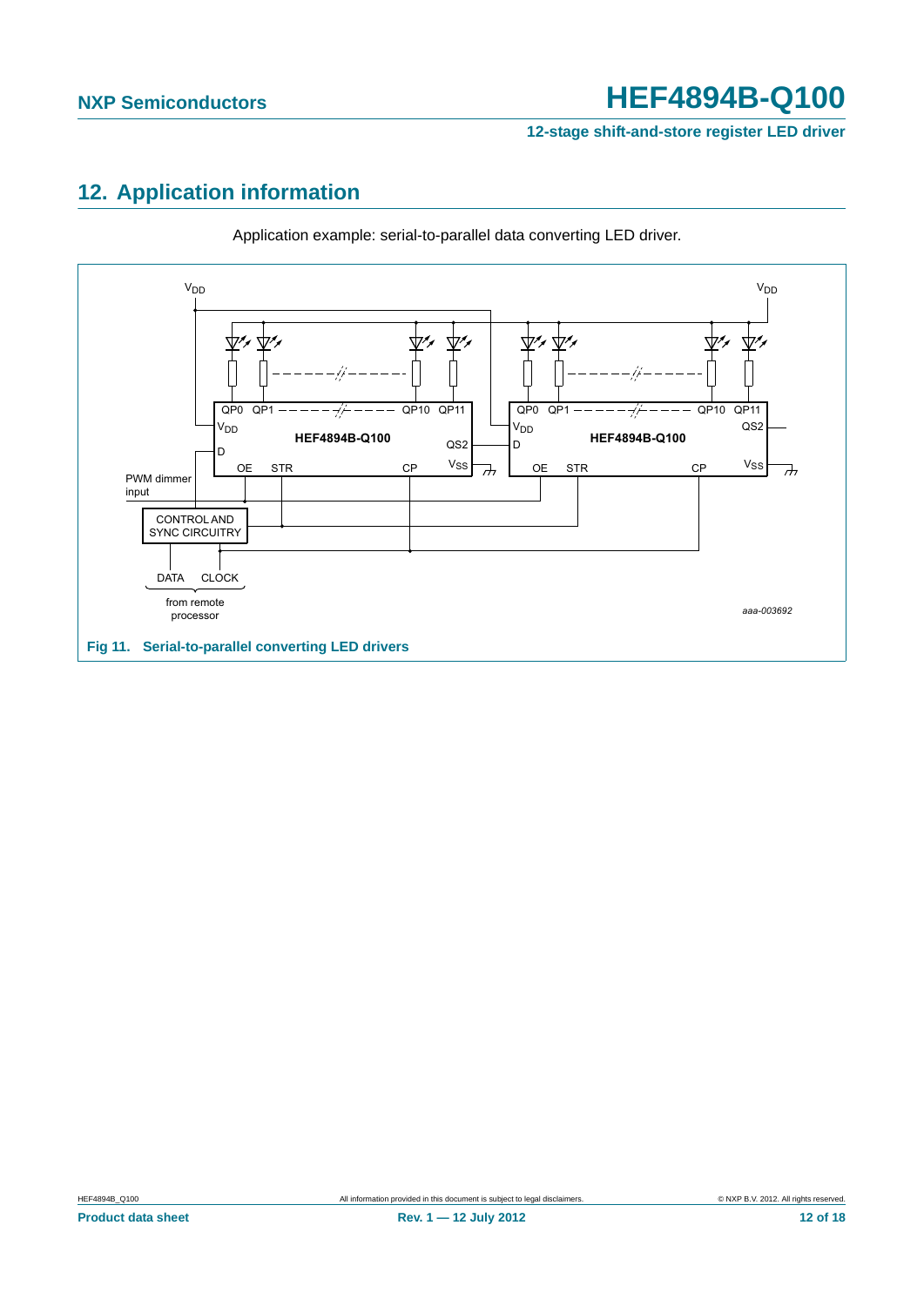## 12. Application information

Application example: serial-to-parallel data converting LED driver.

**Fig 11. Serial-to-parallel converting LED drivers**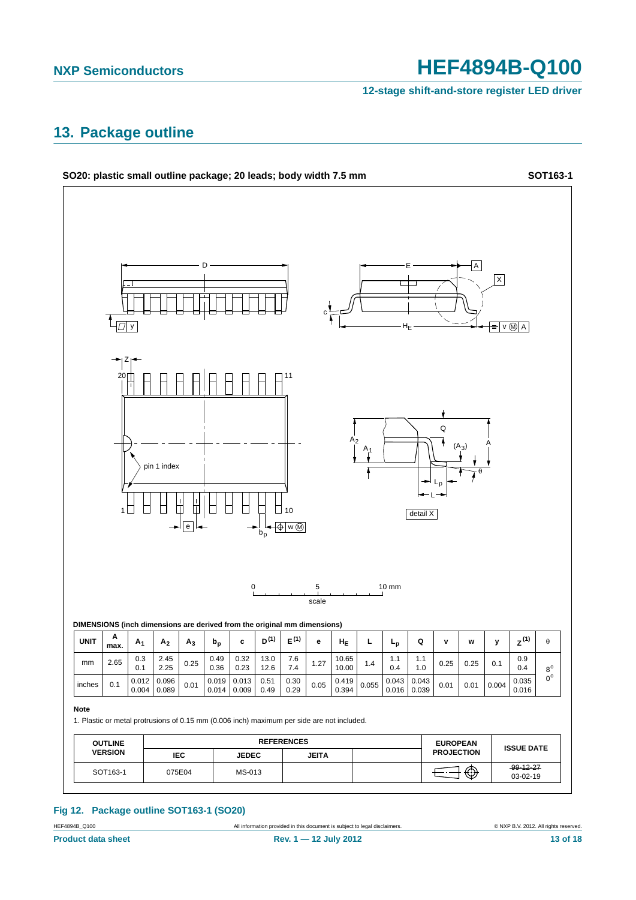## 13. Package outline

**SO20: plastic small outline package; 20 leads; body width 7.5 mm** **SOT163-1**

**DIMENSIONS (inch dimensions are derived from the original mm dimensions)**

| UNIT | A max. | $A_1$ | $A_2$ | $A_3$ | $b_p$ | c | $D^{(1)}$ | $E^{(1)}$ | e | $H_E$ | L | $L_p$ | Q | v | w | y | $Z^{(1)}$ | θ |
|---|---|---|---|---|---|---|---|---|---|---|---|---|---|---|---|---|---|---|
| mm | 2.65 | 0.3<br>0.1 | 2.45<br>2.25 | 0.25 | 0.49<br>0.36 | 0.32<br>0.23 | 13.0<br>12.6 | 7.6<br>7.4 | 1.27 | 10.65<br>10.00 | 1.4 | 1.1<br>0.4 | 1.1<br>1.0 | 0.25 | 0.25 | 0.1 | 0.9<br>0.4 | 8°<br>0° |
| inches | 0.1 | 0.012<br>0.004 | 0.096<br>0.089 | 0.01 | 0.019<br>0.014 | 0.013<br>0.009 | 0.51<br>0.49 | 0.30<br>0.29 | 0.05 | 0.419<br>0.394 | 0.055 | 0.043<br>0.016 | 0.043<br>0.039 | 0.01 | 0.01 | 0.004 | 0.035<br>0.016 | |

**Note**

1. Plastic or metal protrusions of 0.15 mm (0.006 inch) maximum per side are not included.

| OUTLINE VERSION | REFERENCES | | | | EUROPEAN PROJECTION | ISSUE DATE |
|---|---|---|---|---|---|---|
| | IEC | JEDEC | JEITA | | | |
| SOT163-1 | 075E04 | MS-013 | | | | ~~99-12-27~~<br>03-02-19 |

**Fig 12. Package outline SOT163-1 (SO20)**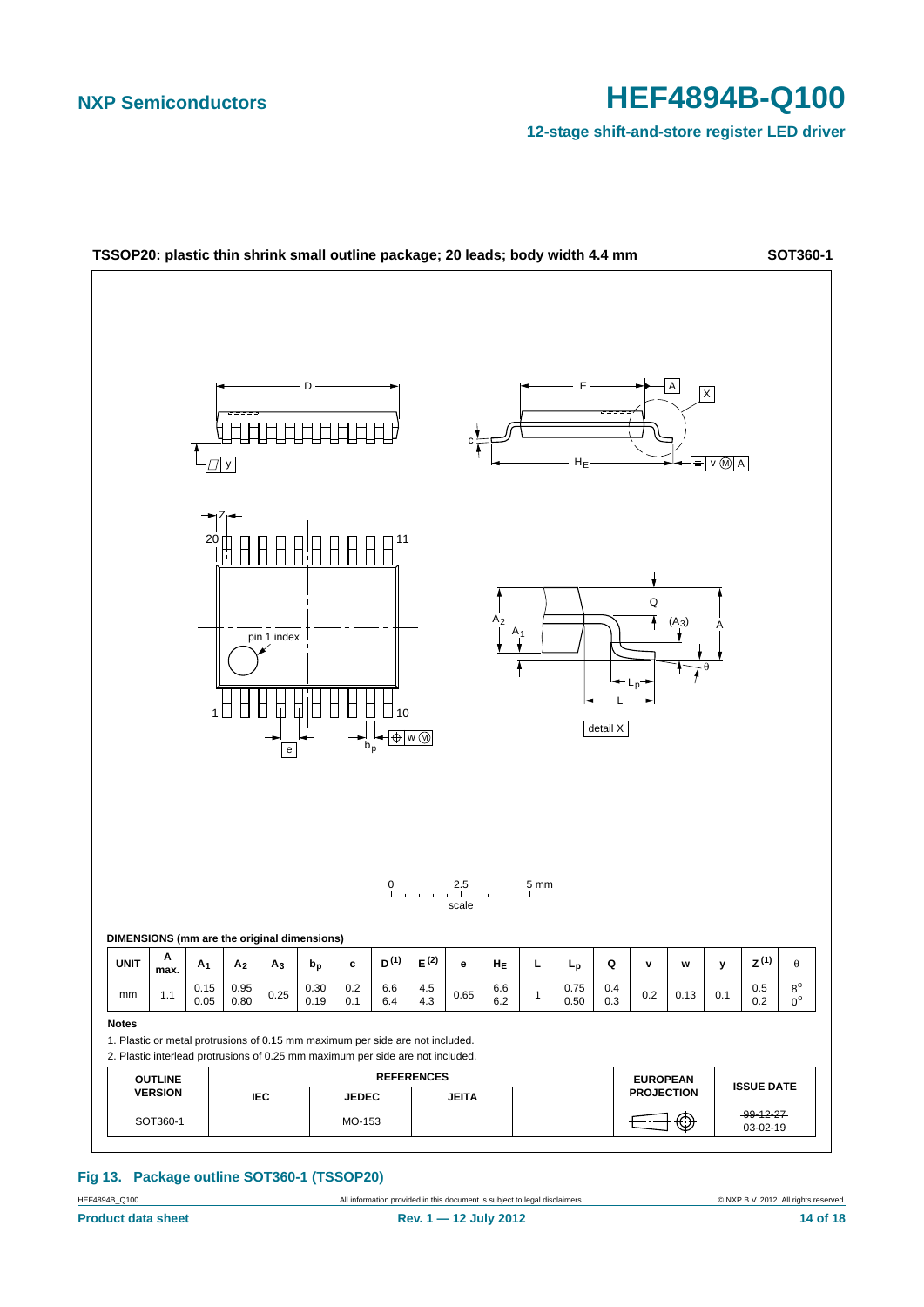**TSSOP20: plastic thin shrink small outline package; 20 leads; body width 4.4 mm** **SOT360-1**

**DIMENSIONS (mm are the original dimensions)**

| UNIT | A max. | $A_1$ | $A_2$ | $A_3$ | $b_p$ | c | D (1) | E (2) | e | $H_E$ | L | $L_p$ | Q | v | w | y | Z (1) | θ |
|---|---|---|---|---|---|---|---|---|---|---|---|---|---|---|---|---|---|---|
| mm | 1.1 | 0.15<br>0.05 | 0.95<br>0.80 | 0.25 | 0.30<br>0.19 | 0.2<br>0.1 | 6.6<br>6.4 | 4.5<br>4.3 | 0.65 | 6.6<br>6.2 | 1 | 0.75<br>0.50 | 0.4<br>0.3 | 0.2 | 0.13 | 0.1 | 0.5<br>0.2 | 8°<br>0° |

**Notes**

1. Plastic or metal protrusions of 0.15 mm maximum per side are not included.
2. Plastic interlead protrusions of 0.25 mm maximum per side are not included.

| OUTLINE VERSION | REFERENCES | | | | EUROPEAN PROJECTION | ISSUE DATE |
|---|---|---|---|---|---|---|
| | IEC | JEDEC | JEITA | | | |
| SOT360-1 | | MO-153 | | | | ~~99-12-27~~<br>03-02-19 |

**Fig 13. Package outline SOT360-1 (TSSOP20)**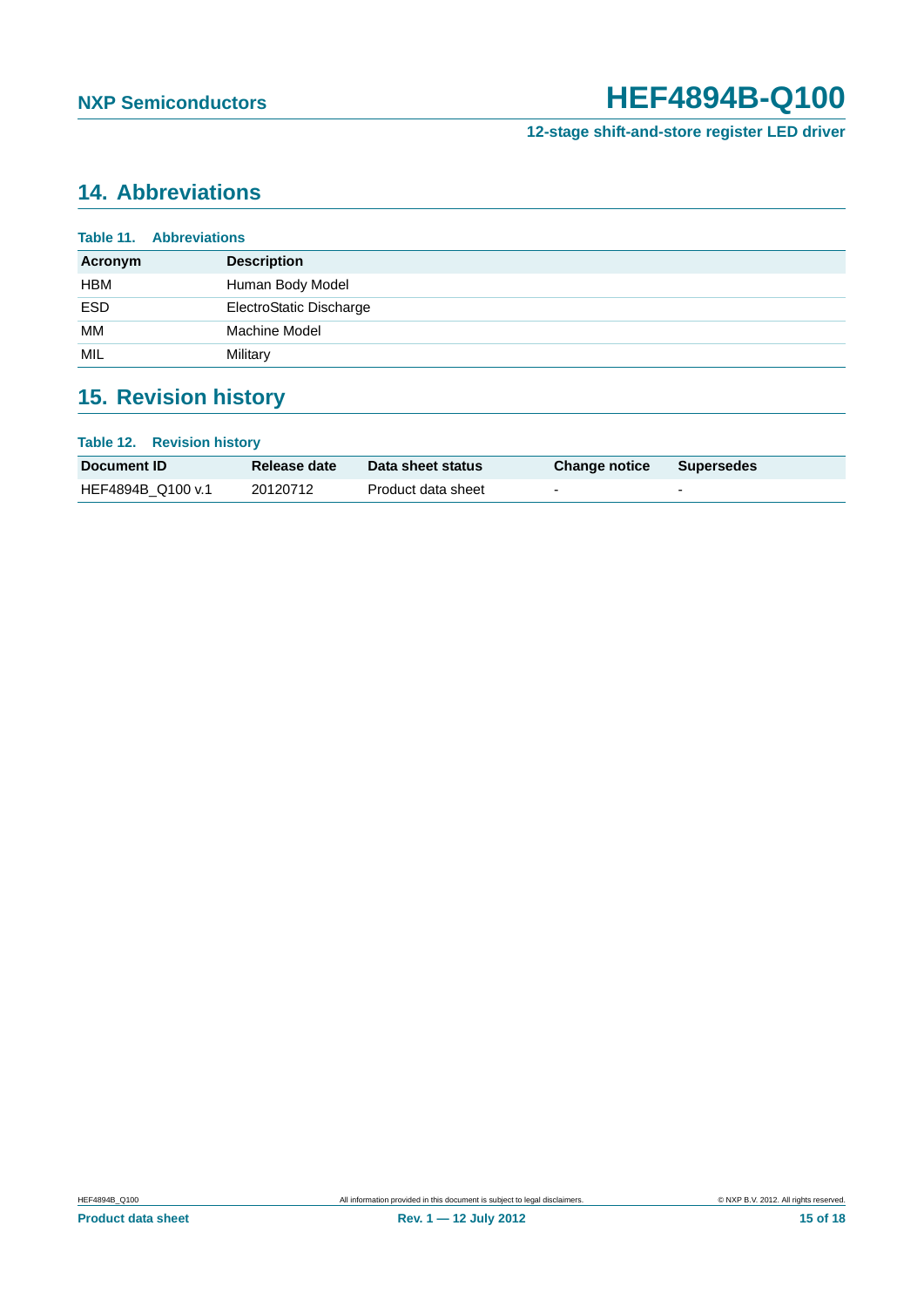## 14. Abbreviations

**Table 11. Abbreviations**

| Acronym | Description |
|---|---|
| HBM | Human Body Model |
| ESD | ElectroStatic Discharge |
| MM | Machine Model |
| MIL | Military |

## 15. Revision history

**Table 12. Revision history**

| Document ID | Release date | Data sheet status | Change notice | Supersedes |
|---|---|---|---|---|
| HEF4894B_Q100 v.1 | 20120712 | Product data sheet | - | - |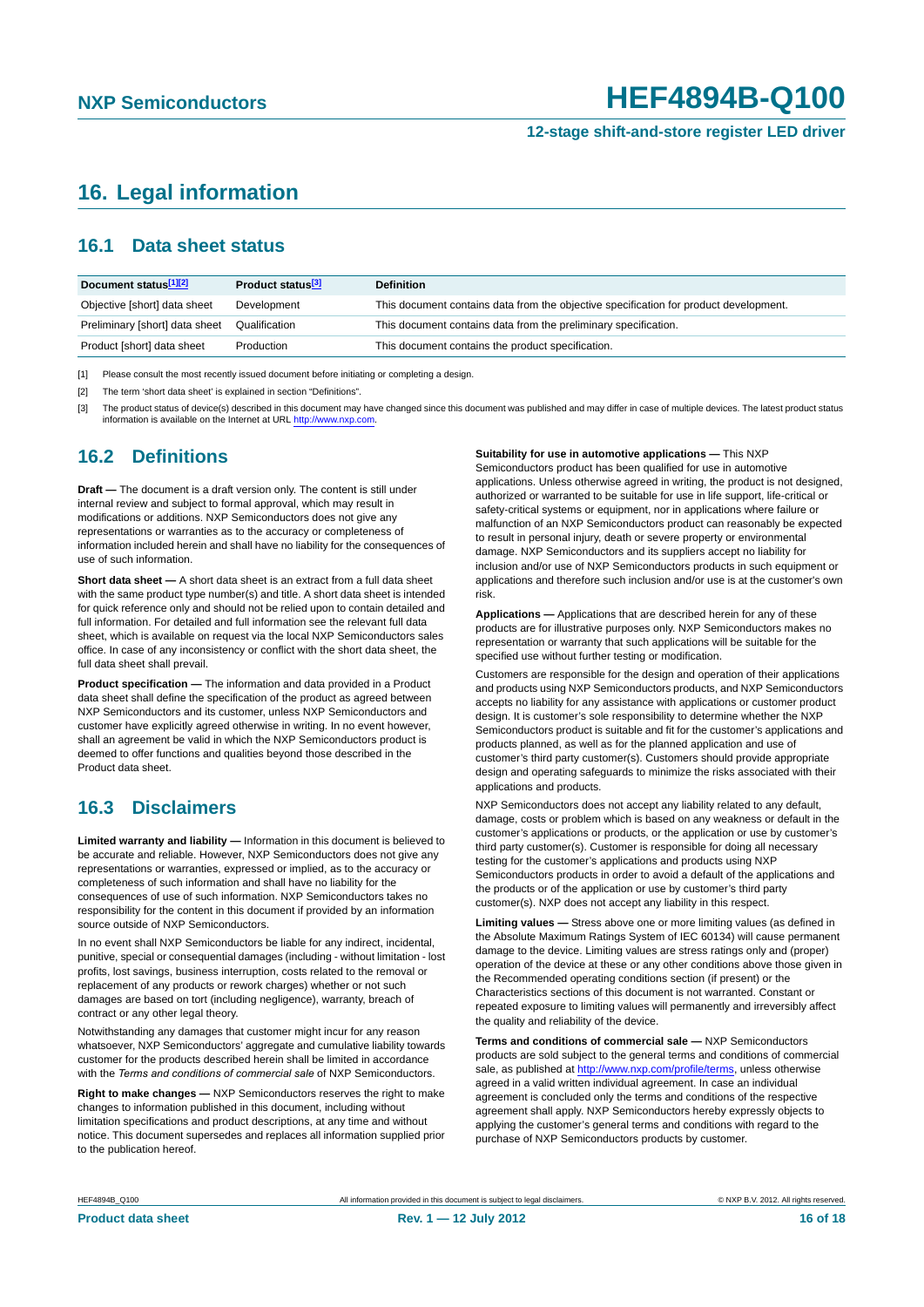## 16. Legal information

### 16.1 Data sheet status

| Document status[1][2] | Product status[3] | Definition |
|---|---|---|
| Objective [short] data sheet | Development | This document contains data from the objective specification for product development. |
| Preliminary [short] data sheet | Qualification | This document contains data from the preliminary specification. |
| Product [short] data sheet | Production | This document contains the product specification. |

[1] Please consult the most recently issued document before initiating or completing a design.

[2] The term 'short data sheet' is explained in section "Definitions".

[3] The product status of device(s) described in this document may have changed since this document was published and may differ in case of multiple devices. The latest product status information is available on the Internet at URL http://www.nxp.com.

### 16.2 Definitions

**Draft —** The document is a draft version only. The content is still under internal review and subject to formal approval, which may result in modifications or additions. NXP Semiconductors does not give any representations or warranties as to the accuracy or completeness of information included herein and shall have no liability for the consequences of use of such information.

**Short data sheet —** A short data sheet is an extract from a full data sheet with the same product type number(s) and title. A short data sheet is intended for quick reference only and should not be relied upon to contain detailed and full information. For detailed and full information see the relevant full data sheet, which is available on request via the local NXP Semiconductors sales office. In case of any inconsistency or conflict with the short data sheet, the full data sheet shall prevail.

**Product specification —** The information and data provided in a Product data sheet shall define the specification of the product as agreed between NXP Semiconductors and its customer, unless NXP Semiconductors and customer have explicitly agreed otherwise in writing. In no event however, shall an agreement be valid in which the NXP Semiconductors product is deemed to offer functions and qualities beyond those described in the Product data sheet.

### 16.3 Disclaimers

**Limited warranty and liability —** Information in this document is believed to be accurate and reliable. However, NXP Semiconductors does not give any representations or warranties, expressed or implied, as to the accuracy or completeness of such information and shall have no liability for the consequences of use of such information. NXP Semiconductors takes no responsibility for the content in this document if provided by an information source outside of NXP Semiconductors.

In no event shall NXP Semiconductors be liable for any indirect, incidental, punitive, special or consequential damages (including - without limitation - lost profits, lost savings, business interruption, costs related to the removal or replacement of any products or rework charges) whether or not such damages are based on tort (including negligence), warranty, breach of contract or any other legal theory.

Notwithstanding any damages that customer might incur for any reason whatsoever, NXP Semiconductors' aggregate and cumulative liability towards customer for the products described herein shall be limited in accordance with the *Terms and conditions of commercial sale* of NXP Semiconductors.

**Right to make changes —** NXP Semiconductors reserves the right to make changes to information published in this document, including without limitation specifications and product descriptions, at any time and without notice. This document supersedes and replaces all information supplied prior to the publication hereof.

**Suitability for use in automotive applications —** This NXP Semiconductors product has been qualified for use in automotive applications. Unless otherwise agreed in writing, the product is not designed, authorized or warranted to be suitable for use in life support, life-critical or safety-critical systems or equipment, nor in applications where failure or malfunction of an NXP Semiconductors product can reasonably be expected to result in personal injury, death or severe property or environmental damage. NXP Semiconductors and its suppliers accept no liability for inclusion and/or use of NXP Semiconductors products in such equipment or applications and therefore such inclusion and/or use is at the customer's own risk.

**Applications —** Applications that are described herein for any of these products are for illustrative purposes only. NXP Semiconductors makes no representation or warranty that such applications will be suitable for the specified use without further testing or modification.

Customers are responsible for the design and operation of their applications and products using NXP Semiconductors products, and NXP Semiconductors accepts no liability for any assistance with applications or customer product design. It is customer's sole responsibility to determine whether the NXP Semiconductors product is suitable and fit for the customer's applications and products planned, as well as for the planned application and use of customer's third party customer(s). Customers should provide appropriate design and operating safeguards to minimize the risks associated with their applications and products.

NXP Semiconductors does not accept any liability related to any default, damage, costs or problem which is based on any weakness or default in the customer's applications or products, or the application or use by customer's third party customer(s). Customer is responsible for doing all necessary testing for the customer's applications and products using NXP Semiconductors products in order to avoid a default of the applications and the products or of the application or use by customer's third party customer(s). NXP does not accept any liability in this respect.

**Limiting values —** Stress above one or more limiting values (as defined in the Absolute Maximum Ratings System of IEC 60134) will cause permanent damage to the device. Limiting values are stress ratings only and (proper) operation of the device at these or any other conditions above those given in the Recommended operating conditions section (if present) or the Characteristics sections of this document is not warranted. Constant or repeated exposure to limiting values will permanently and irreversibly affect the quality and reliability of the device.

**Terms and conditions of commercial sale —** NXP Semiconductors products are sold subject to the general terms and conditions of commercial sale, as published at http://www.nxp.com/profile/terms, unless otherwise agreed in a valid written individual agreement. In case an individual agreement is concluded only the terms and conditions of the respective agreement shall apply. NXP Semiconductors hereby expressly objects to applying the customer's general terms and conditions with regard to the purchase of NXP Semiconductors products by customer.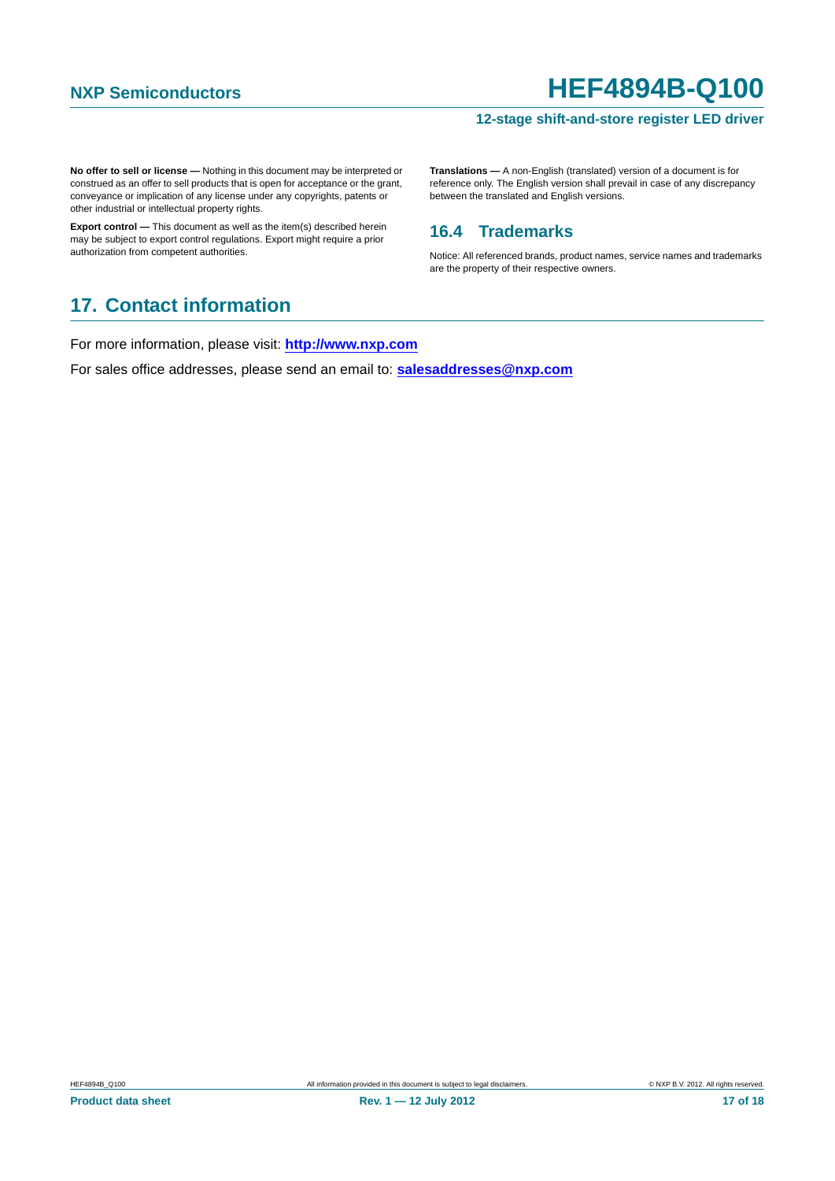**No offer to sell or license —** Nothing in this document may be interpreted or construed as an offer to sell products that is open for acceptance or the grant, conveyance or implication of any license under any copyrights, patents or other industrial or intellectual property rights.

**Export control —** This document as well as the item(s) described herein may be subject to export control regulations. Export might require a prior authorization from competent authorities.

**Translations —** A non-English (translated) version of a document is for reference only. The English version shall prevail in case of any discrepancy between the translated and English versions.

### 16.4 Trademarks

Notice: All referenced brands, product names, service names and trademarks are the property of their respective owners.

## 17. Contact information

For more information, please visit: **http://www.nxp.com**

For sales office addresses, please send an email to: **salesaddresses@nxp.com**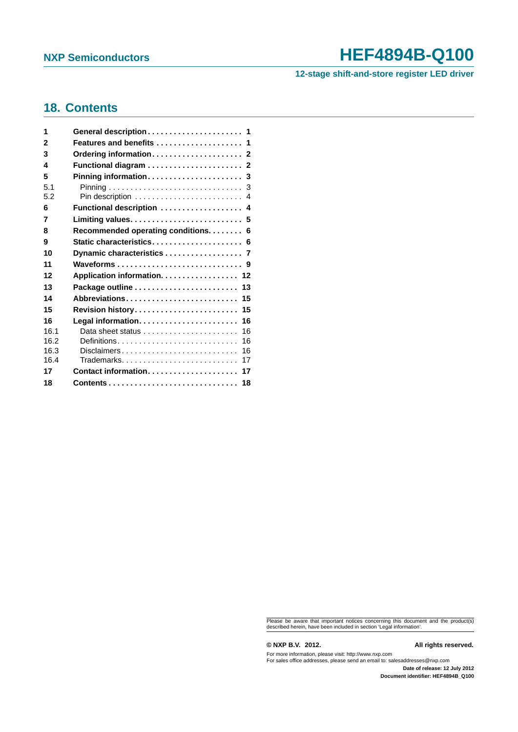## 18. Contents

| | | |
|---|---|---|
| **1** | **General description** | **1** |
| **2** | **Features and benefits** | **1** |
| **3** | **Ordering information** | **2** |
| **4** | **Functional diagram** | **2** |
| **5** | **Pinning information** | **3** |
| 5.1 | Pinning | 3 |
| 5.2 | Pin description | 4 |
| **6** | **Functional description** | **4** |
| **7** | **Limiting values** | **5** |
| **8** | **Recommended operating conditions** | **6** |
| **9** | **Static characteristics** | **6** |
| **10** | **Dynamic characteristics** | **7** |
| **11** | **Waveforms** | **9** |
| **12** | **Application information** | **12** |
| **13** | **Package outline** | **13** |
| **14** | **Abbreviations** | **15** |
| **15** | **Revision history** | **15** |
| **16** | **Legal information** | **16** |
| 16.1 | Data sheet status | 16 |
| 16.2 | Definitions | 16 |
| 16.3 | Disclaimers | 16 |
| 16.4 | Trademarks | 17 |
| **17** | **Contact information** | **17** |
| **18** | **Contents** | **18** |

Please be aware that important notices concerning this document and the product(s) described herein, have been included in section 'Legal information'.

**© NXP B.V. 2012.** **All rights reserved.**

For more information, please visit: http://www.nxp.com
For sales office addresses, please send an email to: salesaddresses@nxp.com

**Date of release: 12 July 2012**
**Document identifier: HEF4894B_Q100**